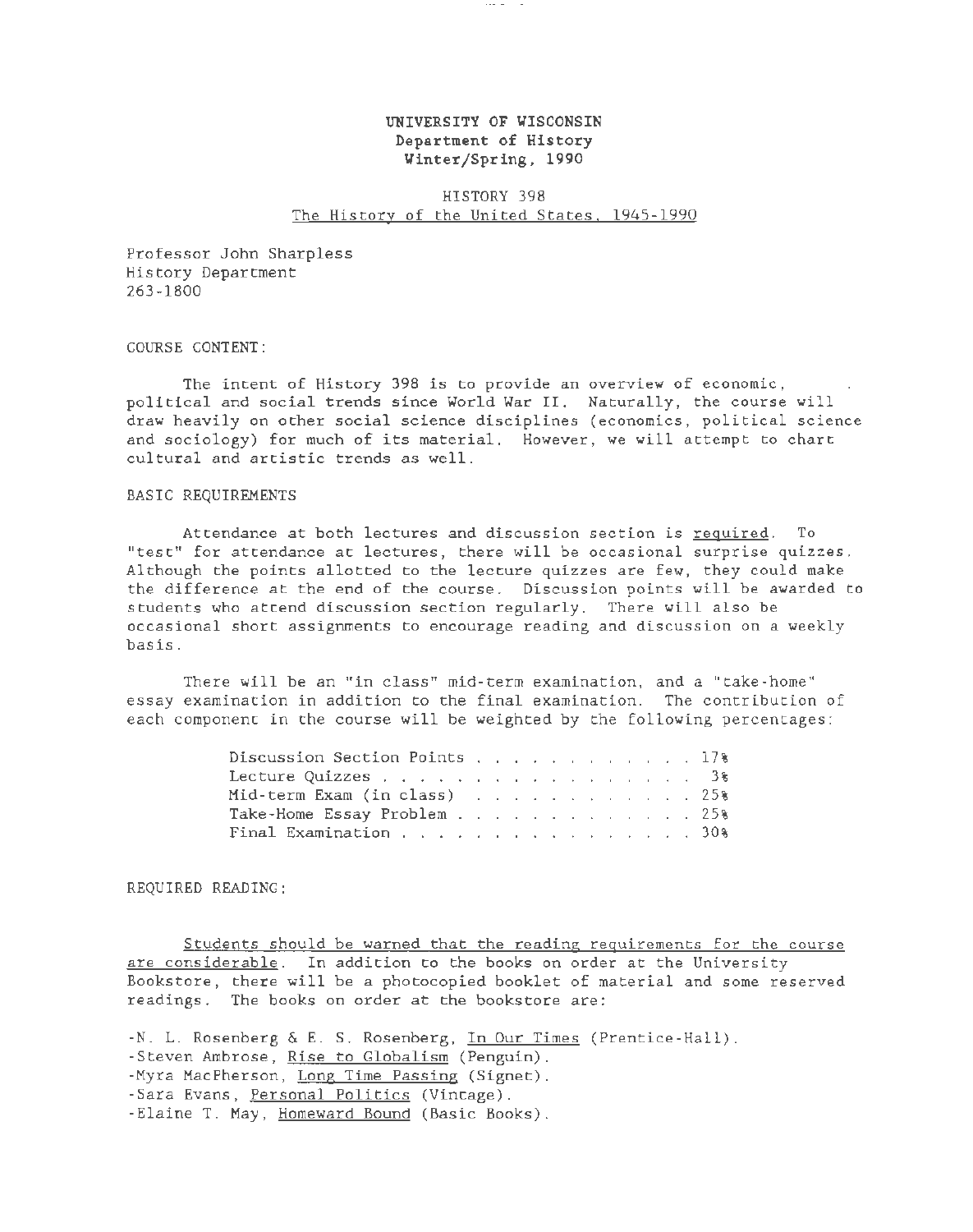**UNIVERSITY OF WISCONSIN**
**Department of History**
**Winter/Spring, 1990**

HISTORY 398
The History of the United States, 1945-1990

Professor John Sharpless
History Department
263-1800

COURSE CONTENT:

The intent of History 398 is to provide an overview of economic, political and social trends since World War II. Naturally, the course will draw heavily on other social science disciplines (economics, political science and sociology) for much of its material. However, we will attempt to chart cultural and artistic trends as well.

BASIC REQUIREMENTS

Attendance at both lectures and discussion section is required. To "test" for attendance at lectures, there will be occasional surprise quizzes. Although the points allotted to the lecture quizzes are few, they could make the difference at the end of the course. Discussion points will be awarded to students who attend discussion section regularly. There will also be occasional short assignments to encourage reading and discussion on a weekly basis.

There will be an "in class" mid-term examination, and a "take-home" essay examination in addition to the final examination. The contribution of each component in the course will be weighted by the following percentages:

| Component | Percentage |
|---|---|
| Discussion Section Points | 17% |
| Lecture Quizzes | 3% |
| Mid-term Exam (in class) | 25% |
| Take-Home Essay Problem | 25% |
| Final Examination | 30% |

REQUIRED READING:

Students should be warned that the reading requirements for the course are considerable. In addition to the books on order at the University Bookstore, there will be a photocopied booklet of material and some reserved readings. The books on order at the bookstore are:

- N. L. Rosenberg & E. S. Rosenberg, In Our Times (Prentice-Hall).
- Steven Ambrose, Rise to Globalism (Penguin).
- Myra MacPherson, Long Time Passing (Signet).
- Sara Evans, Personal Politics (Vintage).
- Elaine T. May, Homeward Bound (Basic Books).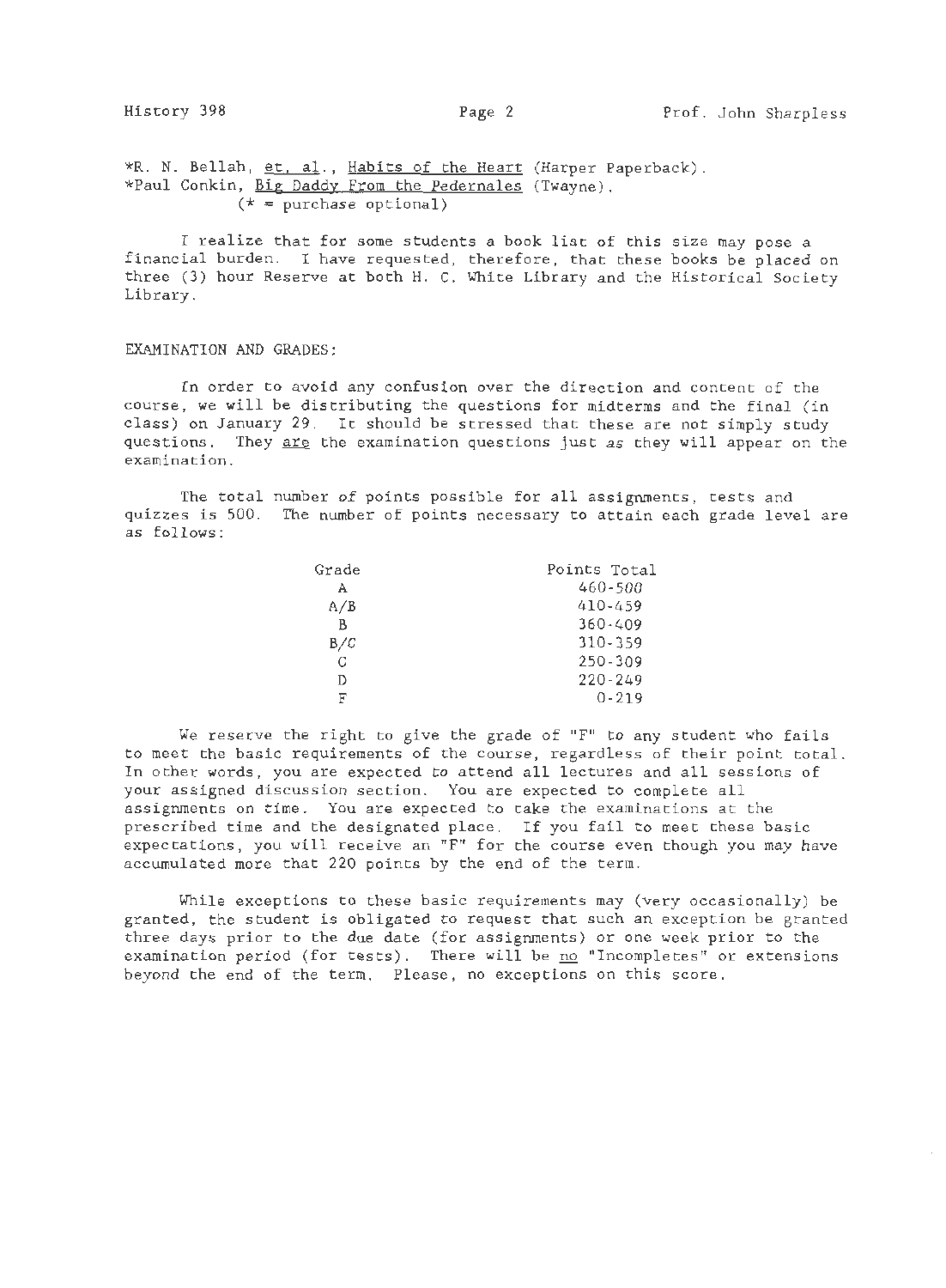*R. N. Bellah, et. al., Habits of the Heart (Harper Paperback).
*Paul Conkin, Big Daddy From the Pedernales (Twayne).
(* = purchase optional)

I realize that for some students a book list of this size may pose a financial burden. I have requested, therefore, that these books be placed on three (3) hour Reserve at both H. C. White Library and the Historical Society Library.

EXAMINATION AND GRADES:

In order to avoid any confusion over the direction and content of the course, we will be distributing the questions for midterms and the final (in class) on January 29. It should be stressed that these are not simply study questions. They are the examination questions just as they will appear on the examination.

The total number of points possible for all assignments, tests and quizzes is 500. The number of points necessary to attain each grade level are as follows:

| Grade | Points Total |
|---|---|
| A | 460-500 |
| A/B | 410-459 |
| B | 360-409 |
| B/C | 310-359 |
| C | 250-309 |
| D | 220-249 |
| F | 0-219 |

We reserve the right to give the grade of "F" to any student who fails to meet the basic requirements of the course, regardless of their point total. In other words, you are expected to attend all lectures and all sessions of your assigned discussion section. You are expected to complete all assignments on time. You are expected to take the examinations at the prescribed time and the designated place. If you fail to meet these basic expectations, you will receive an "F" for the course even though you may have accumulated more that 220 points by the end of the term.

While exceptions to these basic requirements may (very occasionally) be granted, the student is obligated to request that such an exception be granted three days prior to the due date (for assignments) or one week prior to the examination period (for tests). There will be no "Incompletes" or extensions beyond the end of the term. Please, no exceptions on this score.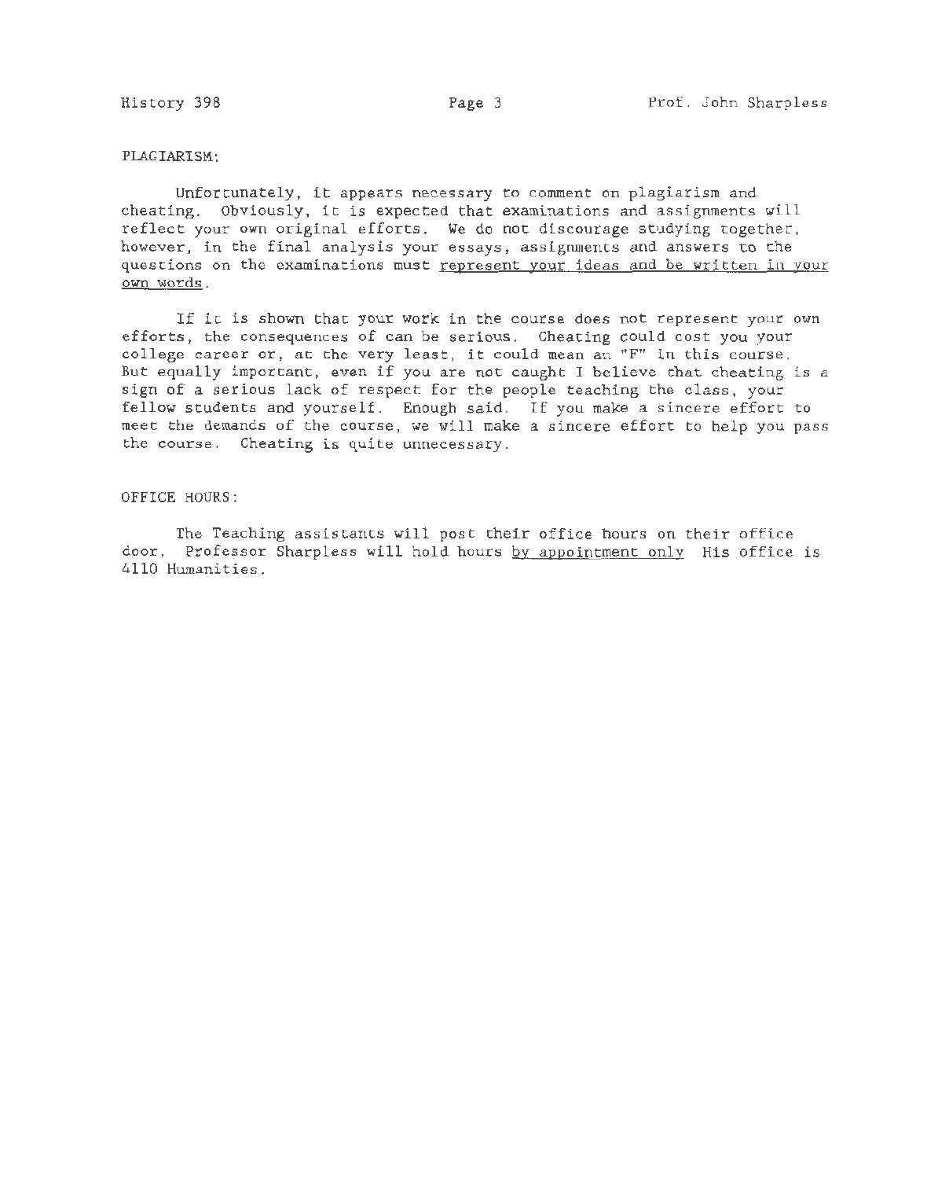PLAGIARISM:

Unfortunately, it appears necessary to comment on plagiarism and cheating. Obviously, it is expected that examinations and assignments will reflect your own original efforts. We do not discourage studying together, however, in the final analysis your essays, assignments and answers to the questions on the examinations must <u>represent your ideas and be written in your own words</u>.

If it is shown that your work in the course does not represent your own efforts, the consequences of can be serious. Cheating could cost you your college career or, at the very least, it could mean an "F" in this course. But equally important, even if you are not caught I believe that cheating is a sign of a serious lack of respect for the people teaching the class, your fellow students and yourself. Enough said. If you make a sincere effort to meet the demands of the course, we will make a sincere effort to help you pass the course. Cheating is quite unnecessary.

OFFICE HOURS:

The Teaching assistants will post their office hours on their office door. Professor Sharpless will hold hours <u>by appointment only</u> His office is 4110 Humanities.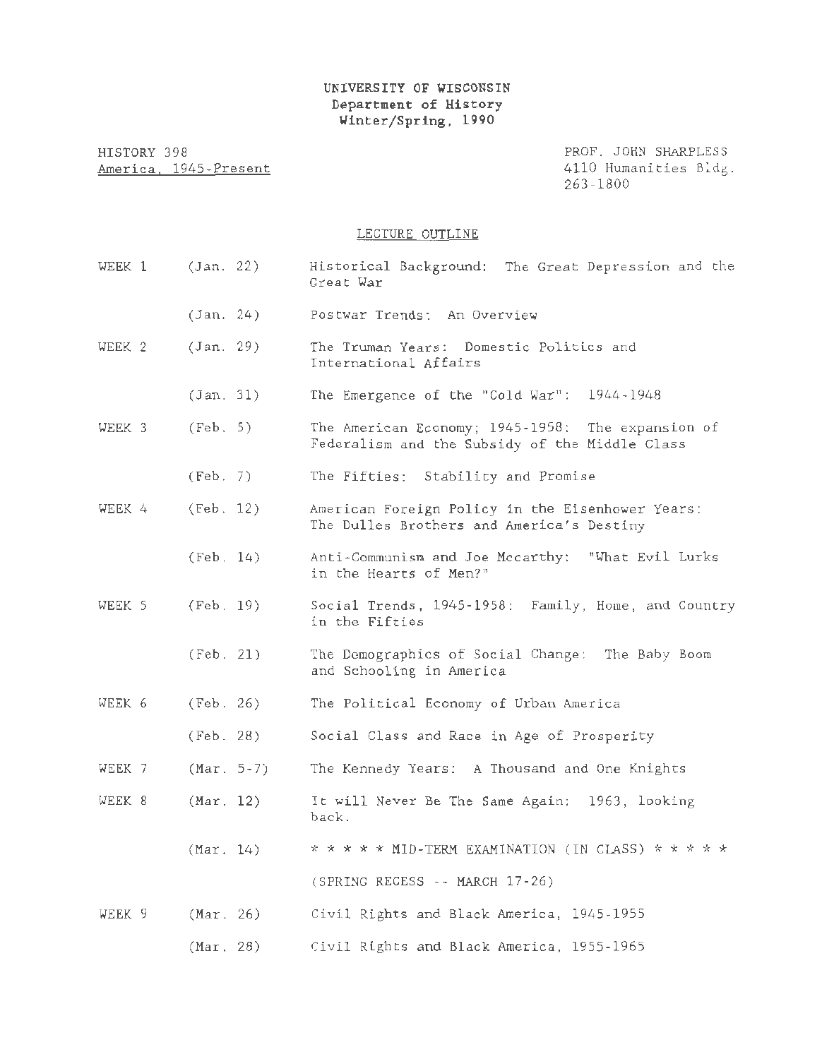UNIVERSITY OF WISCONSIN
Department of History
Winter/Spring, 1990

HISTORY 398
America, 1945-Present

PROF. JOHN SHARPLESS
4110 Humanities Bldg.
263-1800

## LECTURE OUTLINE

| | | |
|---|---|---|
| WEEK 1 | (Jan. 22) | Historical Background: The Great Depression and the Great War |
| | (Jan. 24) | Postwar Trends: An Overview |
| WEEK 2 | (Jan. 29) | The Truman Years: Domestic Politics and International Affairs |
| | (Jan. 31) | The Emergence of the "Cold War": 1944-1948 |
| WEEK 3 | (Feb. 5) | The American Economy; 1945-1958: The expansion of Federalism and the Subsidy of the Middle Class |
| | (Feb. 7) | The Fifties: Stability and Promise |
| WEEK 4 | (Feb. 12) | American Foreign Policy in the Eisenhower Years: The Dulles Brothers and America's Destiny |
| | (Feb. 14) | Anti-Communism and Joe Mccarthy: "What Evil Lurks in the Hearts of Men?" |
| WEEK 5 | (Feb. 19) | Social Trends, 1945-1958: Family, Home, and Country in the Fifties |
| | (Feb. 21) | The Demographics of Social Change: The Baby Boom and Schooling in America |
| WEEK 6 | (Feb. 26) | The Political Economy of Urban America |
| | (Feb. 28) | Social Class and Race in Age of Prosperity |
| WEEK 7 | (Mar. 5-7) | The Kennedy Years: A Thousand and One Knights |
| WEEK 8 | (Mar. 12) | It will Never Be The Same Again: 1963, looking back. |
| | (Mar. 14) | * * * * * MID-TERM EXAMINATION (IN CLASS) * * * * * |
| | | (SPRING RECESS -- MARCH 17-26) |
| WEEK 9 | (Mar. 26) | Civil Rights and Black America, 1945-1955 |
| | (Mar. 28) | Civil Rights and Black America, 1955-1965 |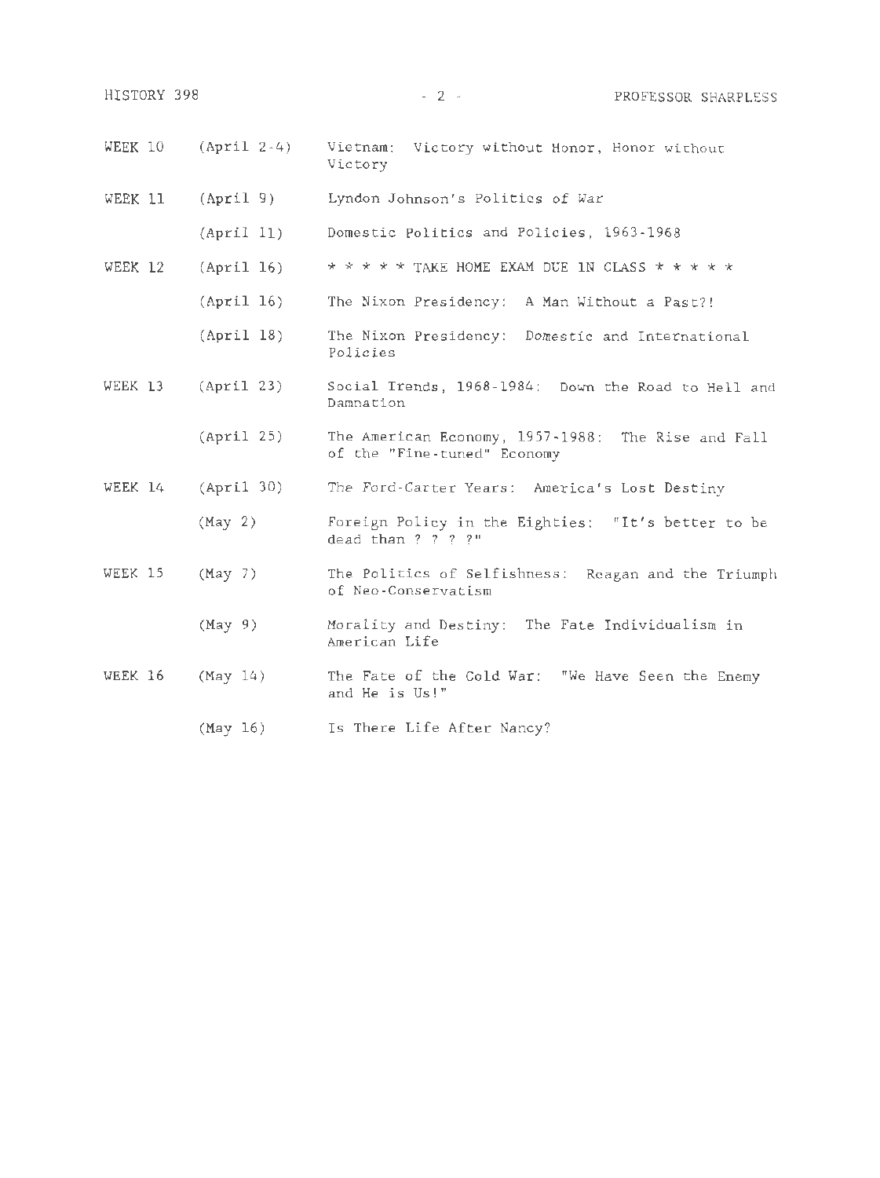| | | |
|---|---|---|
| WEEK 10 | (April 2-4) | Vietnam: Victory without Honor, Honor without Victory |
| WEEK 11 | (April 9) | Lyndon Johnson's Politics of War |
| | (April 11) | Domestic Politics and Policies, 1963-1968 |
| WEEK 12 | (April 16) | * * * * * TAKE HOME EXAM DUE IN CLASS * * * * * |
| | (April 16) | The Nixon Presidency: A Man Without a Past?! |
| | (April 18) | The Nixon Presidency: Domestic and International Policies |
| WEEK 13 | (April 23) | Social Trends, 1968-1984: Down the Road to Hell and Damnation |
| | (April 25) | The American Economy, 1957-1988: The Rise and Fall of the "Fine-tuned" Economy |
| WEEK 14 | (April 30) | The Ford-Carter Years: America's Lost Destiny |
| | (May 2) | Foreign Policy in the Eighties: "It's better to be dead than ? ? ? ?" |
| WEEK 15 | (May 7) | The Politics of Selfishness: Reagan and the Triumph of Neo-Conservatism |
| | (May 9) | Morality and Destiny: The Fate Individualism in American Life |
| WEEK 16 | (May 14) | The Fate of the Cold War: "We Have Seen the Enemy and He is Us!" |
| | (May 16) | Is There Life After Nancy? |